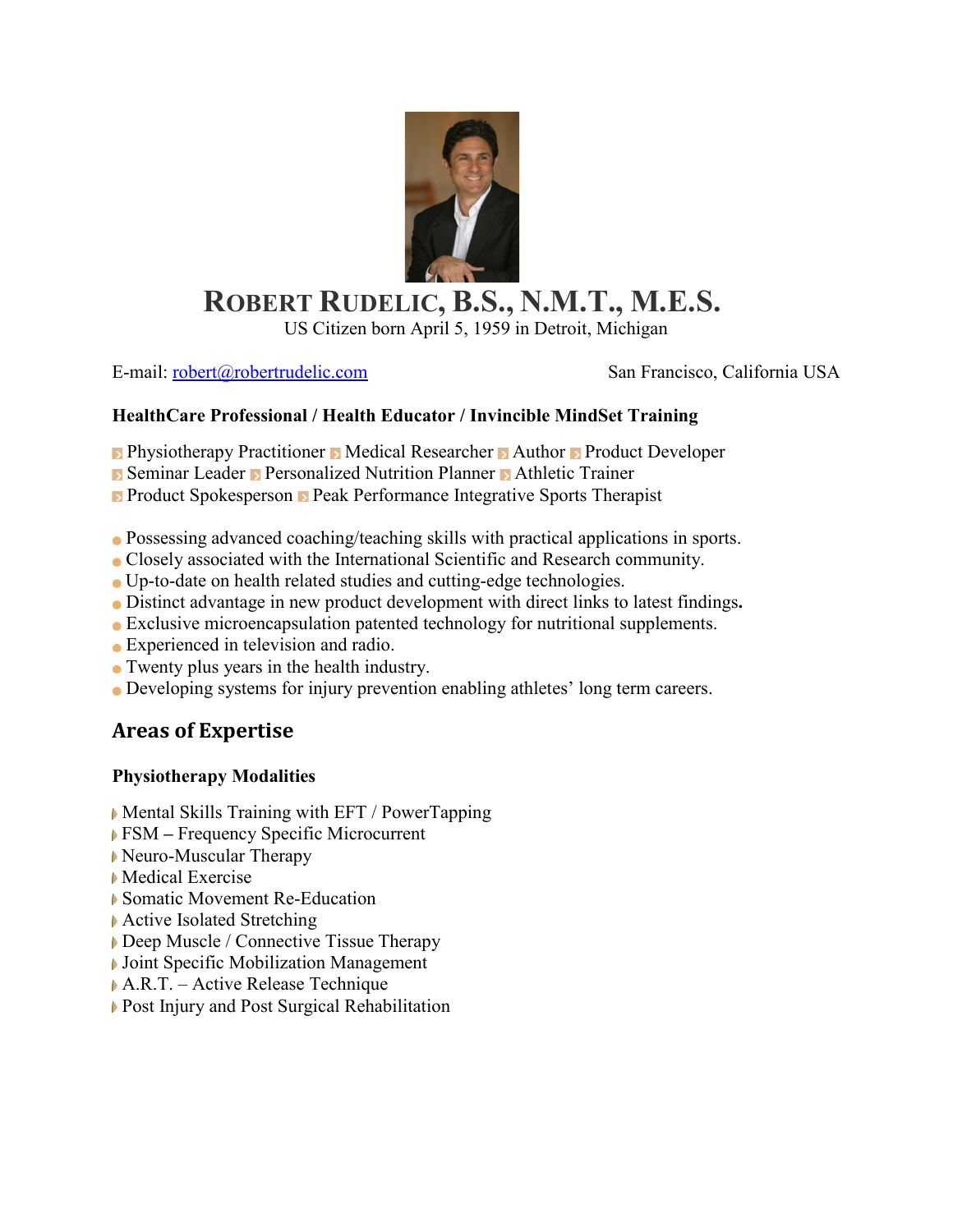# ROBERT RUDELIC, B.S., N.M.T., M.E.S.

US Citizen born April 5, 1959 in Detroit, Michigan

E-mail: robert@robertrudelic.com

San Francisco, California USA

**HealthCare Professional / Health Educator / Invincible MindSet Training**

Physiotherapy Practitioner · Medical Researcher · Author · Product Developer · Seminar Leader · Personalized Nutrition Planner · Athletic Trainer · Product Spokesperson · Peak Performance Integrative Sports Therapist

- Possessing advanced coaching/teaching skills with practical applications in sports.
- Closely associated with the International Scientific and Research community.
- Up-to-date on health related studies and cutting-edge technologies.
- Distinct advantage in new product development with direct links to latest findings.
- Exclusive microencapsulation patented technology for nutritional supplements.
- Experienced in television and radio.
- Twenty plus years in the health industry.
- Developing systems for injury prevention enabling athletes' long term careers.

## Areas of Expertise

### Physiotherapy Modalities

- Mental Skills Training with EFT / PowerTapping
- FSM – Frequency Specific Microcurrent
- Neuro-Muscular Therapy
- Medical Exercise
- Somatic Movement Re-Education
- Active Isolated Stretching
- Deep Muscle / Connective Tissue Therapy
- Joint Specific Mobilization Management
- A.R.T. – Active Release Technique
- Post Injury and Post Surgical Rehabilitation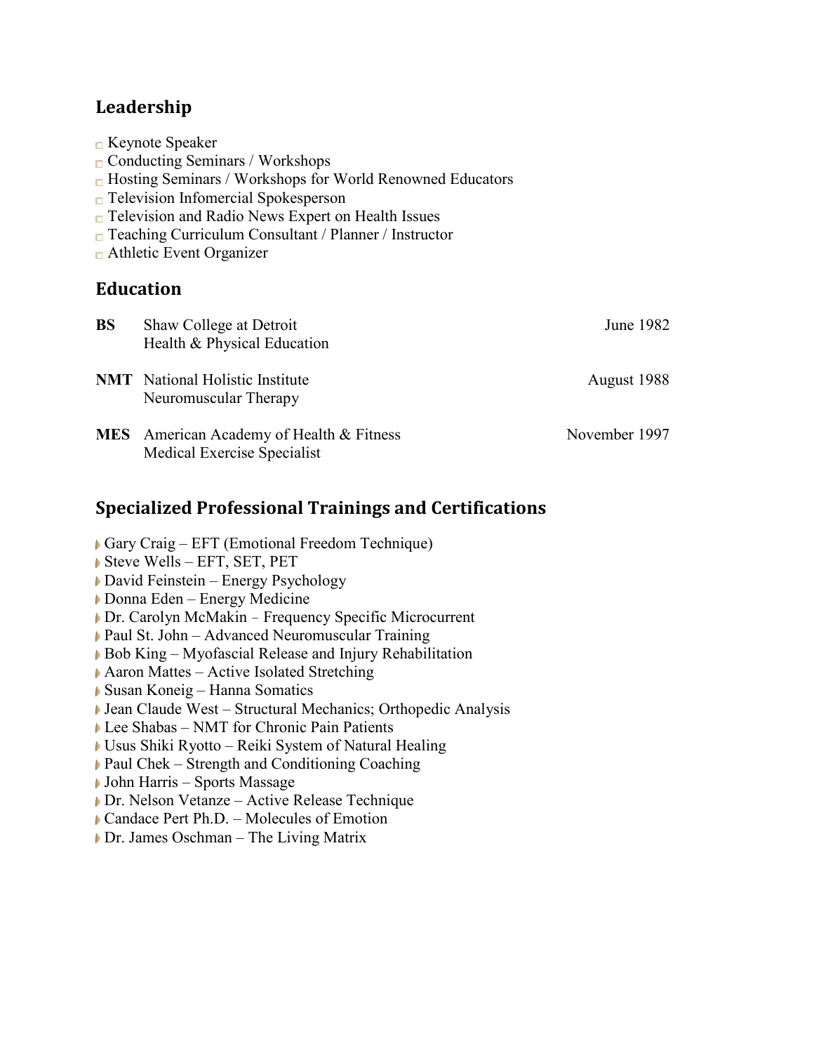## Leadership

- Keynote Speaker
- Conducting Seminars / Workshops
- Hosting Seminars / Workshops for World Renowned Educators
- Television Infomercial Spokesperson
- Television and Radio News Expert on Health Issues
- Teaching Curriculum Consultant / Planner / Instructor
- Athletic Event Organizer

## Education

**BS** Shaw College at Detroit — June 1982
Health & Physical Education

**NMT** National Holistic Institute — August 1988
Neuromuscular Therapy

**MES** American Academy of Health & Fitness — November 1997
Medical Exercise Specialist

## Specialized Professional Trainings and Certifications

- Gary Craig – EFT (Emotional Freedom Technique)
- Steve Wells – EFT, SET, PET
- David Feinstein – Energy Psychology
- Donna Eden – Energy Medicine
- Dr. Carolyn McMakin – Frequency Specific Microcurrent
- Paul St. John – Advanced Neuromuscular Training
- Bob King – Myofascial Release and Injury Rehabilitation
- Aaron Mattes – Active Isolated Stretching
- Susan Koneig – Hanna Somatics
- Jean Claude West – Structural Mechanics; Orthopedic Analysis
- Lee Shabas – NMT for Chronic Pain Patients
- Usus Shiki Ryotto – Reiki System of Natural Healing
- Paul Chek – Strength and Conditioning Coaching
- John Harris – Sports Massage
- Dr. Nelson Vetanze – Active Release Technique
- Candace Pert Ph.D. – Molecules of Emotion
- Dr. James Oschman – The Living Matrix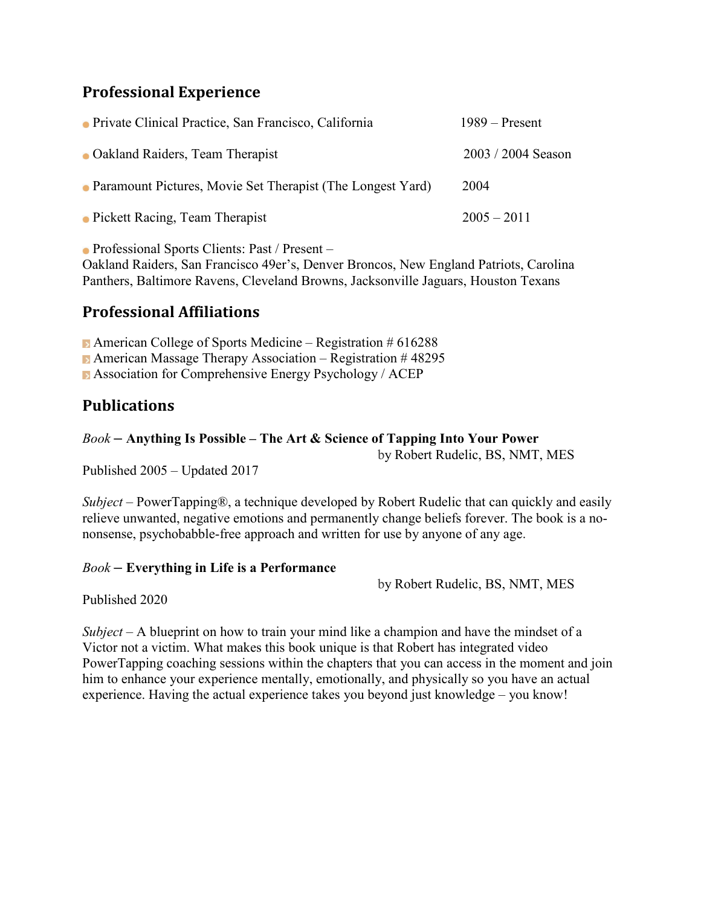## Professional Experience

- Private Clinical Practice, San Francisco, California — 1989 – Present
- Oakland Raiders, Team Therapist — 2003 / 2004 Season
- Paramount Pictures, Movie Set Therapist (The Longest Yard) — 2004
- Pickett Racing, Team Therapist — 2005 – 2011
- Professional Sports Clients: Past / Present –
Oakland Raiders, San Francisco 49er's, Denver Broncos, New England Patriots, Carolina Panthers, Baltimore Ravens, Cleveland Browns, Jacksonville Jaguars, Houston Texans

## Professional Affiliations

- American College of Sports Medicine – Registration # 616288
- American Massage Therapy Association – Registration # 48295
- Association for Comprehensive Energy Psychology / ACEP

## Publications

*Book* – **Anything Is Possible – The Art & Science of Tapping Into Your Power**
by Robert Rudelic, BS, NMT, MES
Published 2005 – Updated 2017

*Subject* – PowerTapping®, a technique developed by Robert Rudelic that can quickly and easily relieve unwanted, negative emotions and permanently change beliefs forever. The book is a no-nonsense, psychobabble-free approach and written for use by anyone of any age.

*Book* – **Everything in Life is a Performance**
by Robert Rudelic, BS, NMT, MES
Published 2020

*Subject* – A blueprint on how to train your mind like a champion and have the mindset of a Victor not a victim. What makes this book unique is that Robert has integrated video PowerTapping coaching sessions within the chapters that you can access in the moment and join him to enhance your experience mentally, emotionally, and physically so you have an actual experience. Having the actual experience takes you beyond just knowledge – you know!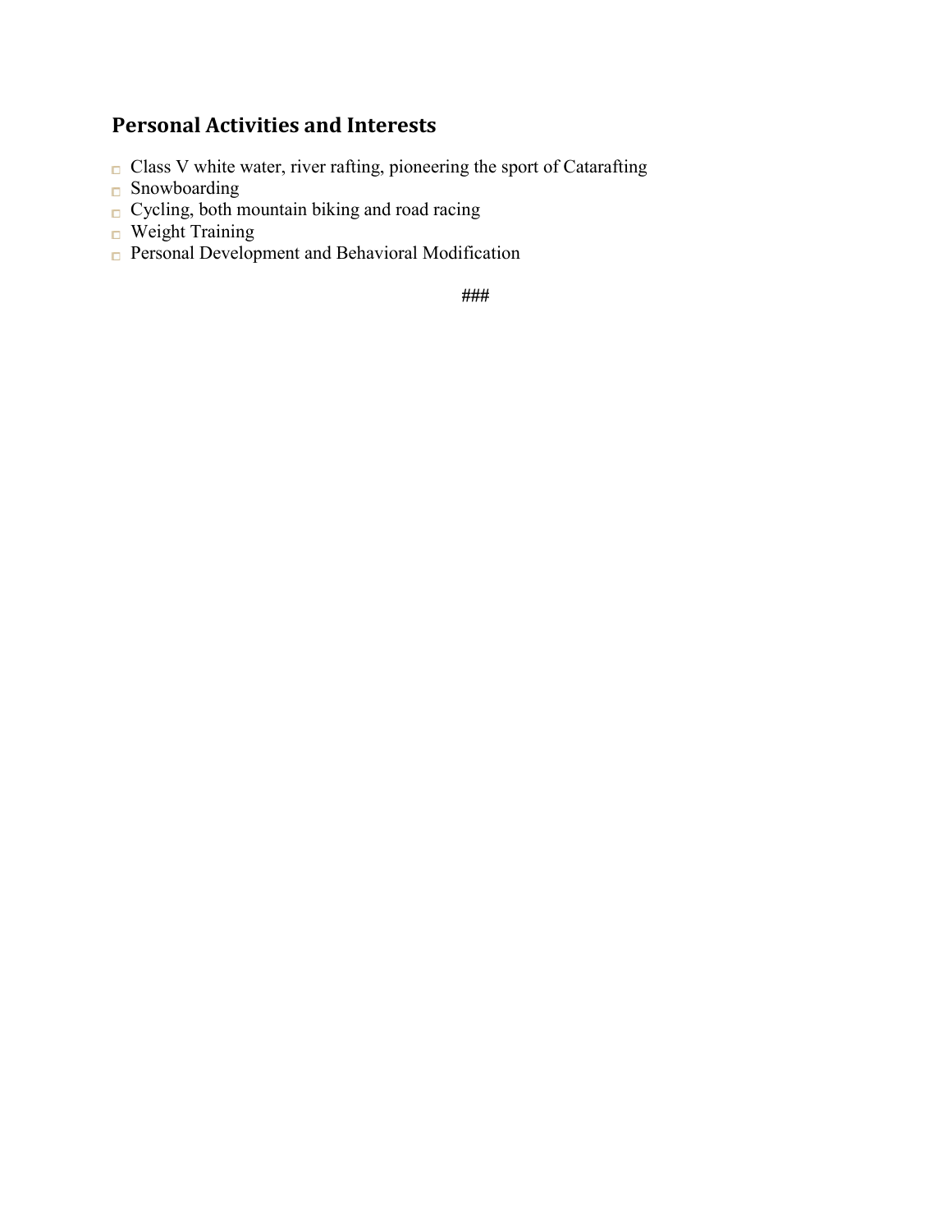## Personal Activities and Interests

- Class V white water, river rafting, pioneering the sport of Catarafting
- Snowboarding
- Cycling, both mountain biking and road racing
- Weight Training
- Personal Development and Behavioral Modification

###